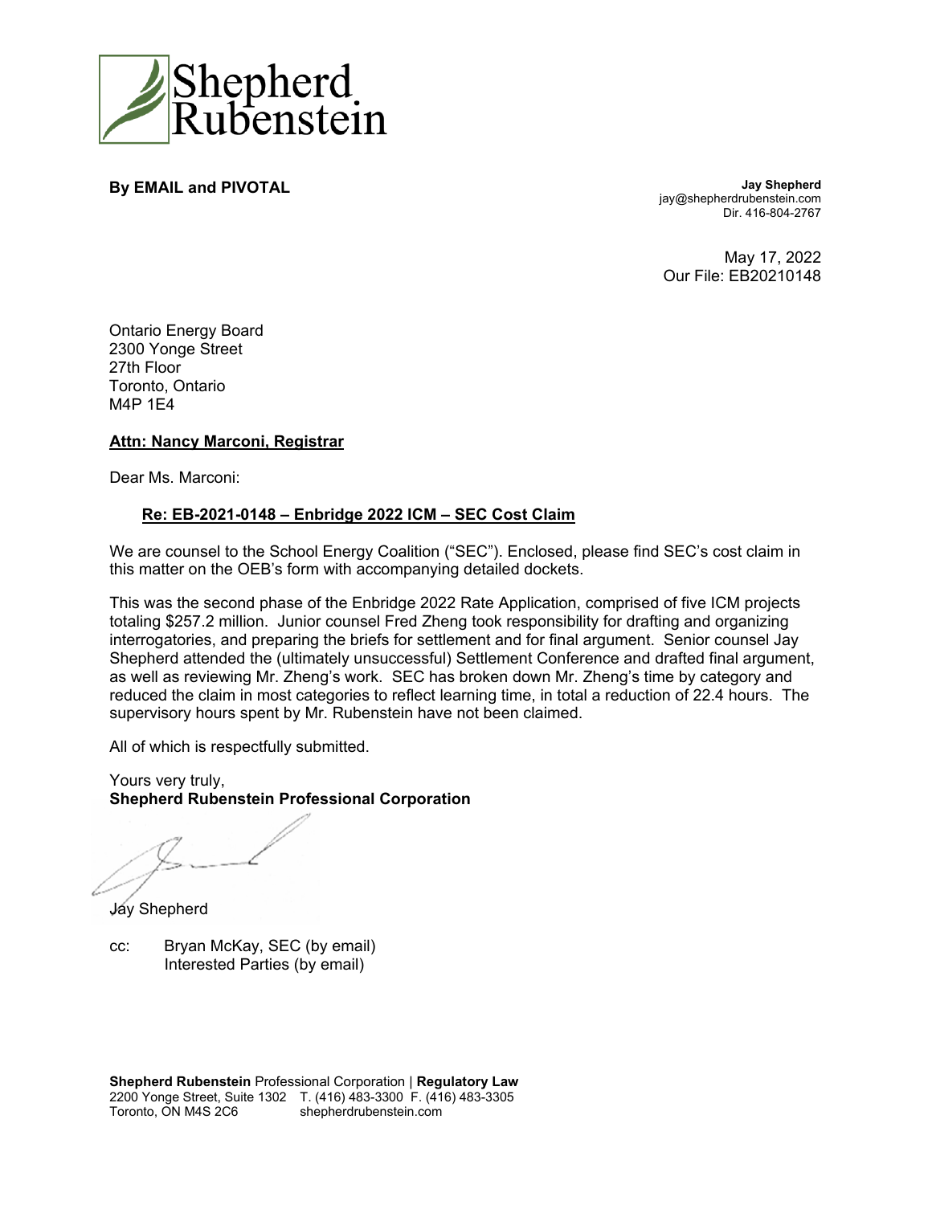Shepherd Rubenstein

**By EMAIL and PIVOTAL**

**Jay Shepherd**
jay@shepherdrubenstein.com
Dir. 416-804-2767

May 17, 2022
Our File: EB20210148

Ontario Energy Board
2300 Yonge Street
27th Floor
Toronto, Ontario
M4P 1E4

**Attn: Nancy Marconi, Registrar**

Dear Ms. Marconi:

**Re: EB-2021-0148 – Enbridge 2022 ICM – SEC Cost Claim**

We are counsel to the School Energy Coalition ("SEC"). Enclosed, please find SEC's cost claim in this matter on the OEB's form with accompanying detailed dockets.

This was the second phase of the Enbridge 2022 Rate Application, comprised of five ICM projects totaling $257.2 million. Junior counsel Fred Zheng took responsibility for drafting and organizing interrogatories, and preparing the briefs for settlement and for final argument. Senior counsel Jay Shepherd attended the (ultimately unsuccessful) Settlement Conference and drafted final argument, as well as reviewing Mr. Zheng's work. SEC has broken down Mr. Zheng's time by category and reduced the claim in most categories to reflect learning time, in total a reduction of 22.4 hours. The supervisory hours spent by Mr. Rubenstein have not been claimed.

All of which is respectfully submitted.

Yours very truly,
**Shepherd Rubenstein Professional Corporation**

Jay Shepherd

cc: Bryan McKay, SEC (by email)
Interested Parties (by email)

**Shepherd Rubenstein** Professional Corporation | **Regulatory Law**
2200 Yonge Street, Suite 1302 T. (416) 483-3300 F. (416) 483-3305
Toronto, ON M4S 2C6 shepherdrubenstein.com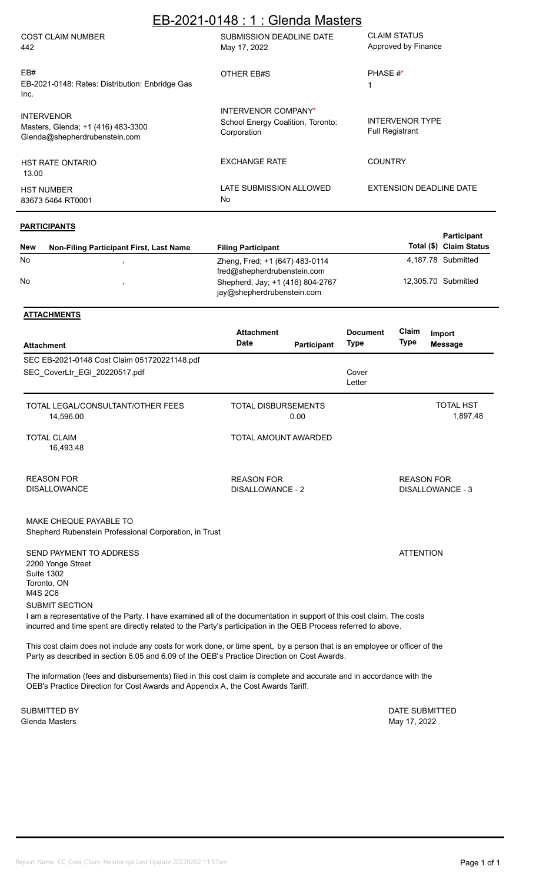# EB-2021-0148 : 1 : Glenda Masters

| COST CLAIM NUMBER | SUBMISSION DEADLINE DATE | CLAIM STATUS |
|---|---|---|
| 442 | May 17, 2022 | Approved by Finance |

| EB# | OTHER EB#S | PHASE #* |
|---|---|---|
| EB-2021-0148: Rates: Distribution: Enbridge Gas Inc. | | 1 |

| INTERVENOR | INTERVENOR COMPANY* | INTERVENOR TYPE |
|---|---|---|
| Masters, Glenda; +1 (416) 483-3300 Glenda@shepherdrubenstein.com | School Energy Coalition, Toronto: Corporation | Full Registrant |

| HST RATE ONTARIO | EXCHANGE RATE | COUNTRY |
|---|---|---|
| 13.00 | | |

| HST NUMBER | LATE SUBMISSION ALLOWED | EXTENSION DEADLINE DATE |
|---|---|---|
| 83673 5464 RT0001 | No | |

**PARTICIPANTS**

| New | Non-Filing Participant First, Last Name | Filing Participant | Participant Total ($) | Claim Status |
|---|---|---|---|---|
| No | , | Zheng, Fred; +1 (647) 483-0114 fred@shepherdrubenstein.com | 4,187.78 | Submitted |
| No | , | Shepherd, Jay; +1 (416) 804-2767 jay@shepherdrubenstein.com | 12,305.70 | Submitted |

**ATTACHMENTS**

| Attachment | Attachment Date | Participant | Document Type | Claim Type | Import Message |
|---|---|---|---|---|---|
| SEC EB-2021-0148 Cost Claim 051720221148.pdf | | | | | |
| SEC_CoverLtr_EGI_20220517.pdf | | | Cover Letter | | |

| TOTAL LEGAL/CONSULTANT/OTHER FEES | TOTAL DISBURSEMENTS | TOTAL HST |
|---|---|---|
| 14,596.00 | 0.00 | 1,897.48 |

| TOTAL CLAIM | TOTAL AMOUNT AWARDED |
|---|---|
| 16,493.48 | |

| REASON FOR DISALLOWANCE | REASON FOR DISALLOWANCE - 2 | REASON FOR DISALLOWANCE - 3 |
|---|---|---|
| | | |

MAKE CHEQUE PAYABLE TO
Shepherd Rubenstein Professional Corporation, in Trust

SEND PAYMENT TO ADDRESS
2200 Yonge Street
Suite 1302
Toronto, ON
M4S 2C6

ATTENTION

SUBMIT SECTION

I am a representative of the Party. I have examined all of the documentation in support of this cost claim. The costs incurred and time spent are directly related to the Party's participation in the OEB Process referred to above.

This cost claim does not include any costs for work done, or time spent, by a person that is an employee or officer of the Party as described in section 6.05 and 6.09 of the OEB's Practice Direction on Cost Awards.

The information (fees and disbursements) filed in this cost claim is complete and accurate and in accordance with the OEB's Practice Direction for Cost Awards and Appendix A, the Cost Awards Tariff.

| SUBMITTED BY | DATE SUBMITTED |
|---|---|
| Glenda Masters | May 17, 2022 |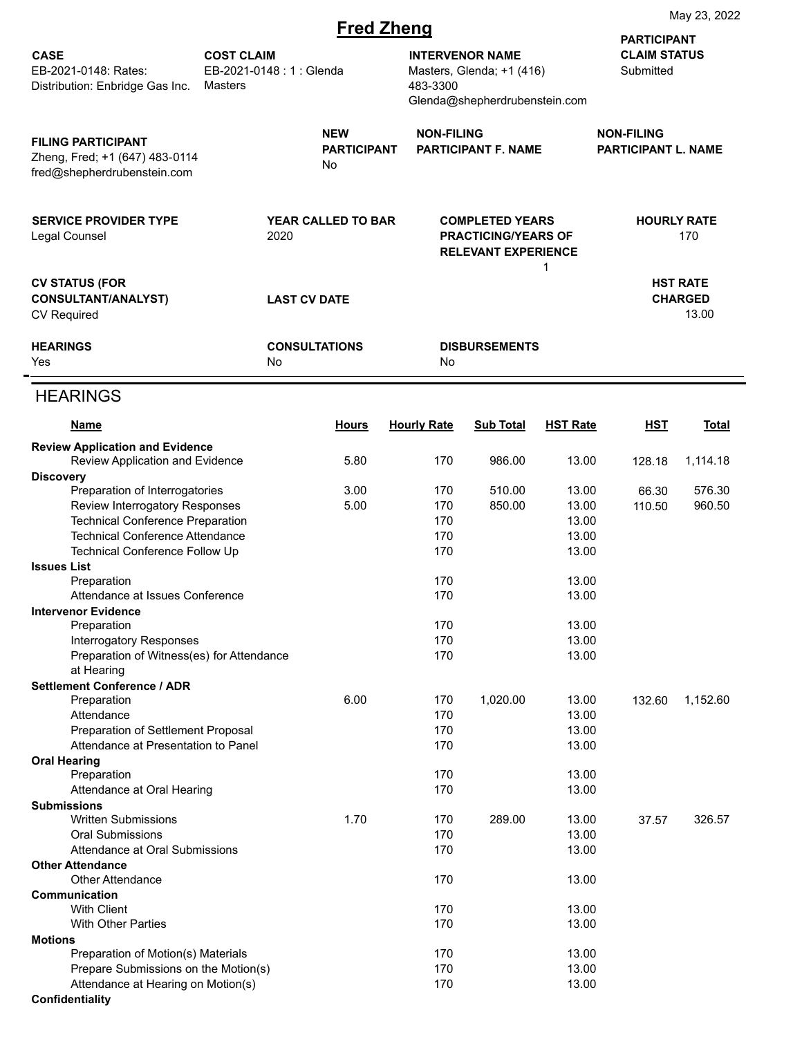May 23, 2022

# Fred Zheng

| CASE | COST CLAIM | INTERVENOR NAME | PARTICIPANT CLAIM STATUS |
|---|---|---|---|
| EB-2021-0148: Rates: Distribution: Enbridge Gas Inc. | EB-2021-0148 : 1 : Glenda Masters | Masters, Glenda; +1 (416) 483-3300 Glenda@shepherdrubenstein.com | Submitted |

| FILING PARTICIPANT | NEW PARTICIPANT | NON-FILING PARTICIPANT F. NAME | NON-FILING PARTICIPANT L. NAME |
|---|---|---|---|
| Zheng, Fred; +1 (647) 483-0114 fred@shepherdrubenstein.com | No | | |

| SERVICE PROVIDER TYPE | YEAR CALLED TO BAR | COMPLETED YEARS PRACTICING/YEARS OF RELEVANT EXPERIENCE | HOURLY RATE |
|---|---|---|---|
| Legal Counsel | 2020 | 1 | 170 |

| CV STATUS (FOR CONSULTANT/ANALYST) | LAST CV DATE | HST RATE CHARGED |
|---|---|---|
| CV Required | | 13.00 |

| HEARINGS | CONSULTATIONS | DISBURSEMENTS |
|---|---|---|
| Yes | No | No |

## HEARINGS

| Name | Hours | Hourly Rate | Sub Total | HST Rate | HST | Total |
|---|---|---|---|---|---|---|
| **Review Application and Evidence** | | | | | | |
| Review Application and Evidence | 5.80 | 170 | 986.00 | 13.00 | 128.18 | 1,114.18 |
| **Discovery** | | | | | | |
| Preparation of Interrogatories | 3.00 | 170 | 510.00 | 13.00 | 66.30 | 576.30 |
| Review Interrogatory Responses | 5.00 | 170 | 850.00 | 13.00 | 110.50 | 960.50 |
| Technical Conference Preparation | | 170 | | 13.00 | | |
| Technical Conference Attendance | | 170 | | 13.00 | | |
| Technical Conference Follow Up | | 170 | | 13.00 | | |
| **Issues List** | | | | | | |
| Preparation | | 170 | | 13.00 | | |
| Attendance at Issues Conference | | 170 | | 13.00 | | |
| **Intervenor Evidence** | | | | | | |
| Preparation | | 170 | | 13.00 | | |
| Interrogatory Responses | | 170 | | 13.00 | | |
| Preparation of Witness(es) for Attendance at Hearing | | 170 | | 13.00 | | |
| **Settlement Conference / ADR** | | | | | | |
| Preparation | 6.00 | 170 | 1,020.00 | 13.00 | 132.60 | 1,152.60 |
| Attendance | | 170 | | 13.00 | | |
| Preparation of Settlement Proposal | | 170 | | 13.00 | | |
| Attendance at Presentation to Panel | | 170 | | 13.00 | | |
| **Oral Hearing** | | | | | | |
| Preparation | | 170 | | 13.00 | | |
| Attendance at Oral Hearing | | 170 | | 13.00 | | |
| **Submissions** | | | | | | |
| Written Submissions | 1.70 | 170 | 289.00 | 13.00 | 37.57 | 326.57 |
| Oral Submissions | | 170 | | 13.00 | | |
| Attendance at Oral Submissions | | 170 | | 13.00 | | |
| **Other Attendance** | | | | | | |
| Other Attendance | | 170 | | 13.00 | | |
| **Communication** | | | | | | |
| With Client | | 170 | | 13.00 | | |
| With Other Parties | | 170 | | 13.00 | | |
| **Motions** | | | | | | |
| Preparation of Motion(s) Materials | | 170 | | 13.00 | | |
| Prepare Submissions on the Motion(s) | | 170 | | 13.00 | | |
| Attendance at Hearing on Motion(s) | | 170 | | 13.00 | | |
| **Confidentiality** | | | | | | |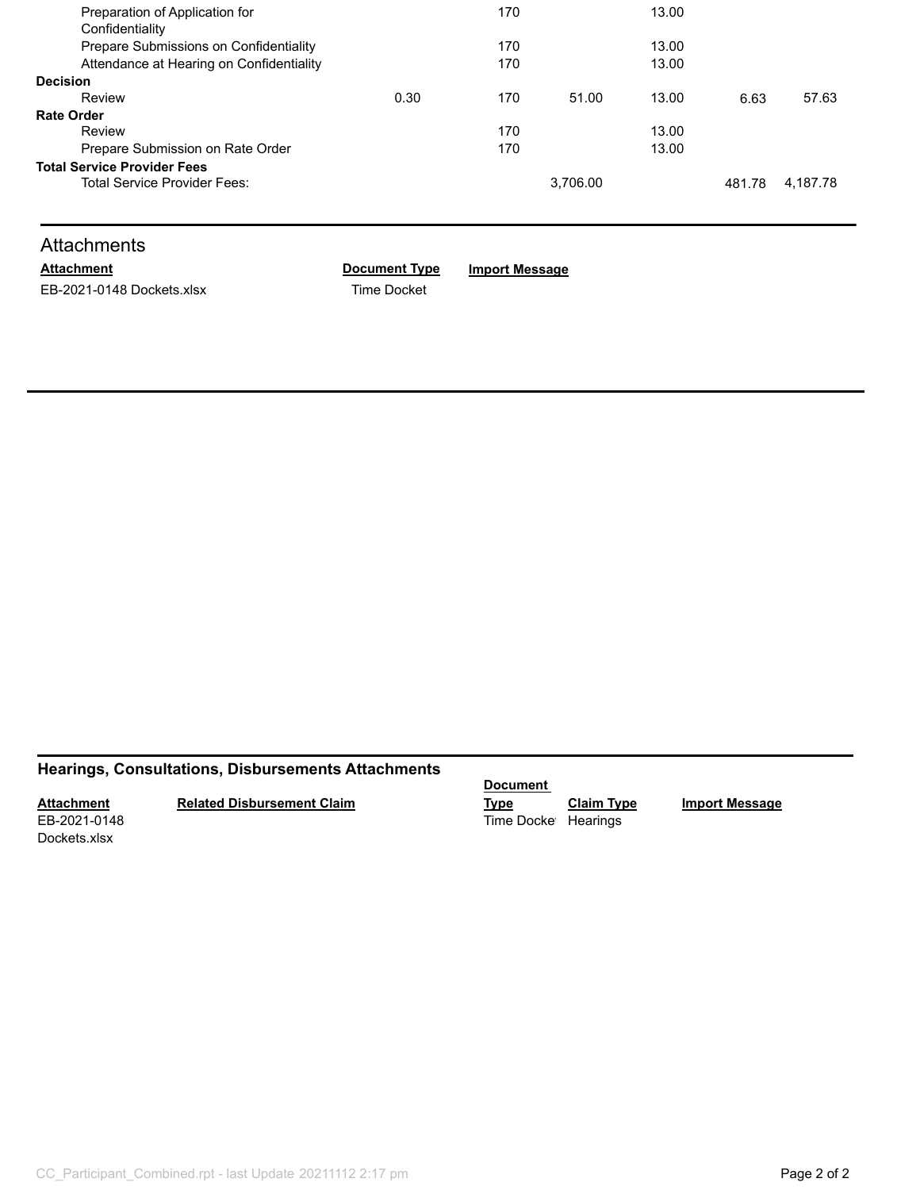| | | | | | | |
|---|---|---|---|---|---|---|
| Preparation of Application for Confidentiality | | 170 | | 13.00 | | |
| Prepare Submissions on Confidentiality | | 170 | | 13.00 | | |
| Attendance at Hearing on Confidentiality | | 170 | | 13.00 | | |
| **Decision** | | | | | | |
| Review | 0.30 | 170 | 51.00 | 13.00 | 6.63 | 57.63 |
| **Rate Order** | | | | | | |
| Review | | 170 | | 13.00 | | |
| Prepare Submission on Rate Order | | 170 | | 13.00 | | |
| **Total Service Provider Fees** | | | | | | |
| Total Service Provider Fees: | | | 3,706.00 | | 481.78 | 4,187.78 |

## Attachments

| Attachment | Document Type | Import Message |
|---|---|---|
| EB-2021-0148 Dockets.xlsx | Time Docket | |

## Hearings, Consultations, Disbursements Attachments

| Attachment | Related Disbursement Claim | Document Type | Claim Type | Import Message |
|---|---|---|---|---|
| EB-2021-0148 Dockets.xlsx | | Time Docket | Hearings | |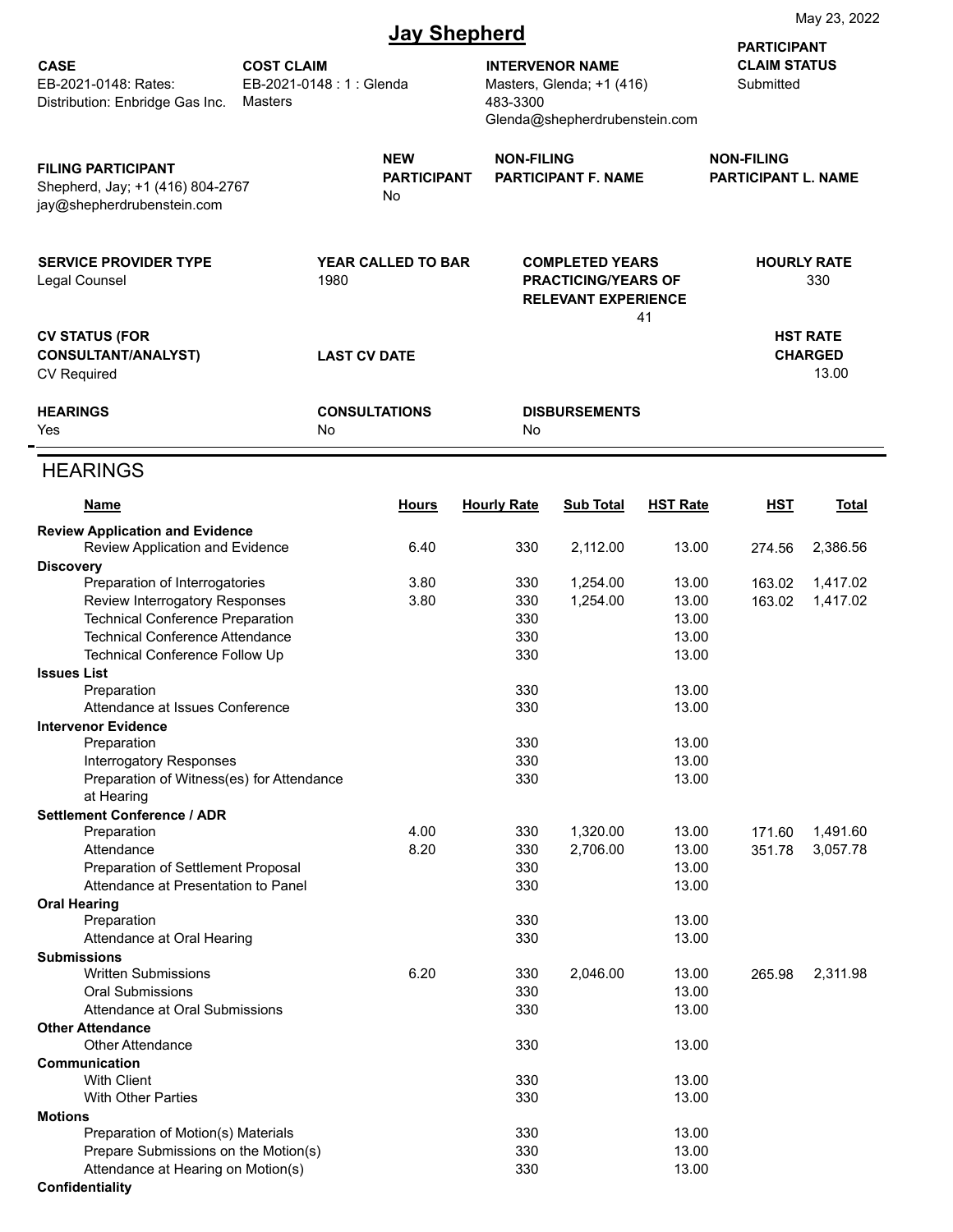May 23, 2022

# Jay Shepherd

| CASE | COST CLAIM | INTERVENOR NAME | PARTICIPANT CLAIM STATUS |
|---|---|---|---|
| EB-2021-0148: Rates: Distribution: Enbridge Gas Inc. | EB-2021-0148 : 1 : Glenda Masters | Masters, Glenda; +1 (416) 483-3300 Glenda@shepherdrubenstein.com | Submitted |

| FILING PARTICIPANT | NEW PARTICIPANT | NON-FILING PARTICIPANT F. NAME | NON-FILING PARTICIPANT L. NAME |
|---|---|---|---|
| Shepherd, Jay; +1 (416) 804-2767 jay@shepherdrubenstein.com | No | | |

| SERVICE PROVIDER TYPE | YEAR CALLED TO BAR | COMPLETED YEARS PRACTICING/YEARS OF RELEVANT EXPERIENCE | HOURLY RATE |
|---|---|---|---|
| Legal Counsel | 1980 | 41 | 330 |

| CV STATUS (FOR CONSULTANT/ANALYST) | LAST CV DATE | HST RATE CHARGED |
|---|---|---|
| CV Required | | 13.00 |

| HEARINGS | CONSULTATIONS | DISBURSEMENTS |
|---|---|---|
| Yes | No | No |

## HEARINGS

| Name | Hours | Hourly Rate | Sub Total | HST Rate | HST | Total |
|---|---|---|---|---|---|---|
| **Review Application and Evidence** | | | | | | |
| Review Application and Evidence | 6.40 | 330 | 2,112.00 | 13.00 | 274.56 | 2,386.56 |
| **Discovery** | | | | | | |
| Preparation of Interrogatories | 3.80 | 330 | 1,254.00 | 13.00 | 163.02 | 1,417.02 |
| Review Interrogatory Responses | 3.80 | 330 | 1,254.00 | 13.00 | 163.02 | 1,417.02 |
| Technical Conference Preparation | | 330 | | 13.00 | | |
| Technical Conference Attendance | | 330 | | 13.00 | | |
| Technical Conference Follow Up | | 330 | | 13.00 | | |
| **Issues List** | | | | | | |
| Preparation | | 330 | | 13.00 | | |
| Attendance at Issues Conference | | 330 | | 13.00 | | |
| **Intervenor Evidence** | | | | | | |
| Preparation | | 330 | | 13.00 | | |
| Interrogatory Responses | | 330 | | 13.00 | | |
| Preparation of Witness(es) for Attendance at Hearing | | 330 | | 13.00 | | |
| **Settlement Conference / ADR** | | | | | | |
| Preparation | 4.00 | 330 | 1,320.00 | 13.00 | 171.60 | 1,491.60 |
| Attendance | 8.20 | 330 | 2,706.00 | 13.00 | 351.78 | 3,057.78 |
| Preparation of Settlement Proposal | | 330 | | 13.00 | | |
| Attendance at Presentation to Panel | | 330 | | 13.00 | | |
| **Oral Hearing** | | | | | | |
| Preparation | | 330 | | 13.00 | | |
| Attendance at Oral Hearing | | 330 | | 13.00 | | |
| **Submissions** | | | | | | |
| Written Submissions | 6.20 | 330 | 2,046.00 | 13.00 | 265.98 | 2,311.98 |
| Oral Submissions | | 330 | | 13.00 | | |
| Attendance at Oral Submissions | | 330 | | 13.00 | | |
| **Other Attendance** | | | | | | |
| Other Attendance | | 330 | | 13.00 | | |
| **Communication** | | | | | | |
| With Client | | 330 | | 13.00 | | |
| With Other Parties | | 330 | | 13.00 | | |
| **Motions** | | | | | | |
| Preparation of Motion(s) Materials | | 330 | | 13.00 | | |
| Prepare Submissions on the Motion(s) | | 330 | | 13.00 | | |
| Attendance at Hearing on Motion(s) | | 330 | | 13.00 | | |
| **Confidentiality** | | | | | | |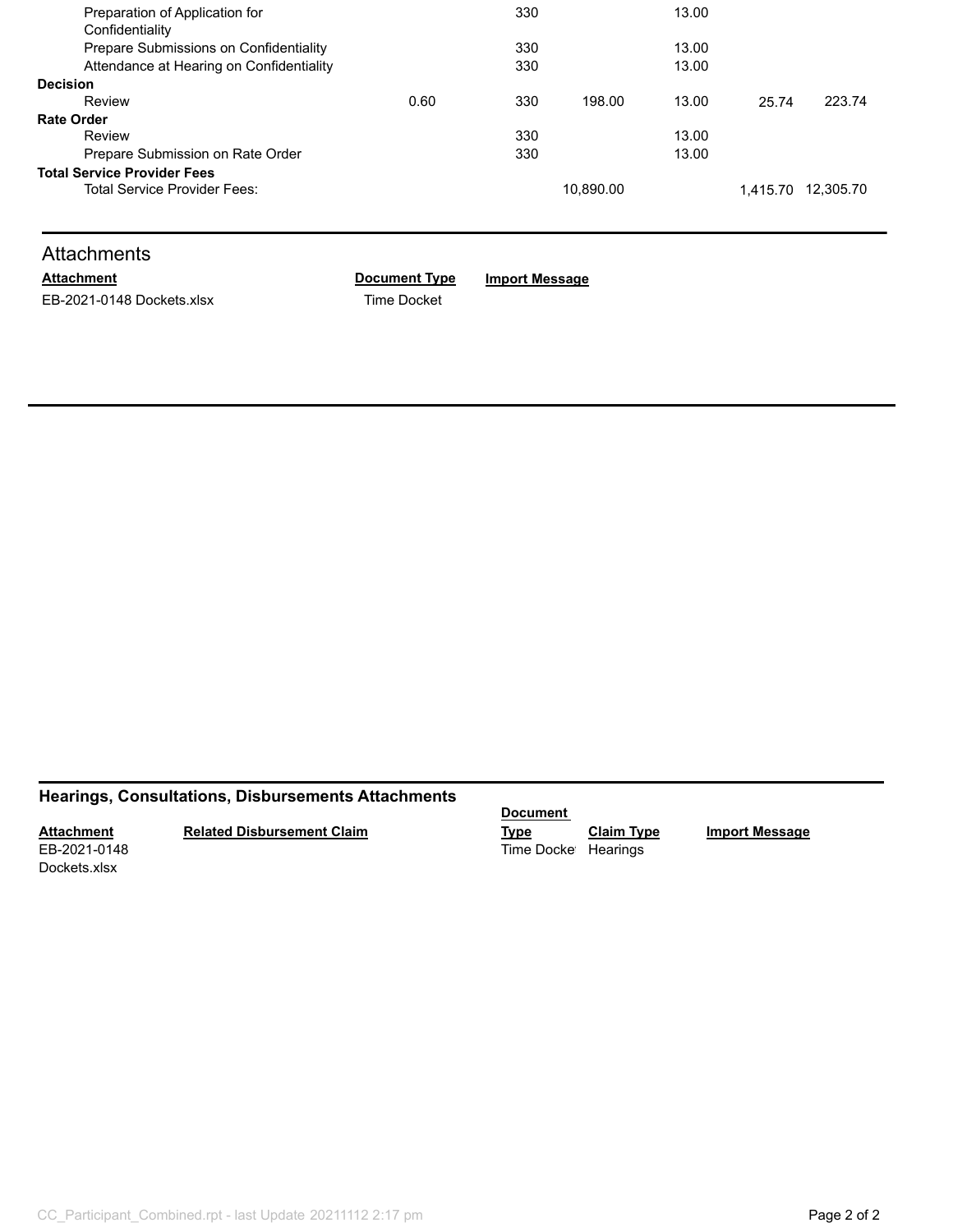| | | | | | | |
|---|---|---|---|---|---|---|
| Preparation of Application for Confidentiality | | 330 | | 13.00 | | |
| Prepare Submissions on Confidentiality | | 330 | | 13.00 | | |
| Attendance at Hearing on Confidentiality | | 330 | | 13.00 | | |
| **Decision** | | | | | | |
| Review | 0.60 | 330 | 198.00 | 13.00 | 25.74 | 223.74 |
| **Rate Order** | | | | | | |
| Review | | 330 | | 13.00 | | |
| Prepare Submission on Rate Order | | 330 | | 13.00 | | |
| **Total Service Provider Fees** | | | | | | |
| Total Service Provider Fees: | | | 10,890.00 | | 1,415.70 | 12,305.70 |

## Attachments

| Attachment | Document Type | Import Message |
|---|---|---|
| EB-2021-0148 Dockets.xlsx | Time Docket | |

## Hearings, Consultations, Disbursements Attachments

| Attachment | Related Disbursement Claim | Document Type | Claim Type | Import Message |
|---|---|---|---|---|
| EB-2021-0148 Dockets.xlsx | | Time Docke | Hearings | |

CC_Participant_Combined.rpt - last Update 20211112 2:17 pm